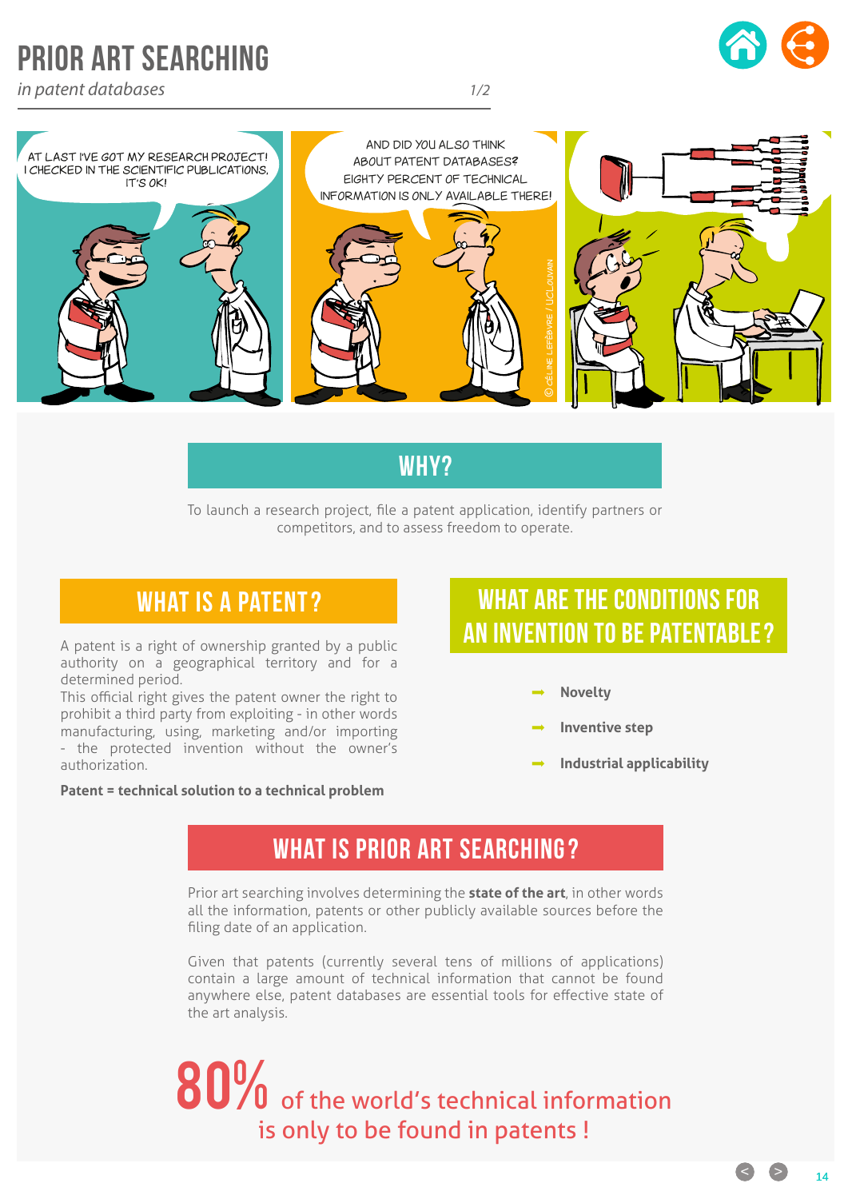# PRIOR ART SEARCHING

*in patent databases*

AT LAST I'VE GOT MY RESEARCH PROJECT! I CHECKED IN THE SCIENTIFIC PUBLICATIONS, IT'S OK!

AND DID YOU ALSO THINK ABOUT PATENT DATABASES? EIGHTY PERCENT OF TECHNICAL INFORMATION IS ONLY AVAILABLE THERE!

© CÉLINE LEFÈBVRE / UCLOUVAIN

## WHY?

To launch a research project, file a patent application, identify partners or competitors, and to assess freedom to operate.

## WHAT IS A PATENT?

A patent is a right of ownership granted by a public authority on a geographical territory and for a determined period.
This official right gives the patent owner the right to prohibit a third party from exploiting - in other words manufacturing, using, marketing and/or importing - the protected invention without the owner's authorization.

**Patent = technical solution to a technical problem**

## WHAT ARE THE CONDITIONS FOR AN INVENTION TO BE PATENTABLE?

- **Novelty**
- **Inventive step**
- **Industrial applicability**

## WHAT IS PRIOR ART SEARCHING?

Prior art searching involves determining the **state of the art**, in other words all the information, patents or other publicly available sources before the filing date of an application.

Given that patents (currently several tens of millions of applications) contain a large amount of technical information that cannot be found anywhere else, patent databases are essential tools for effective state of the art analysis.

**80%** of the world's technical information is only to be found in patents !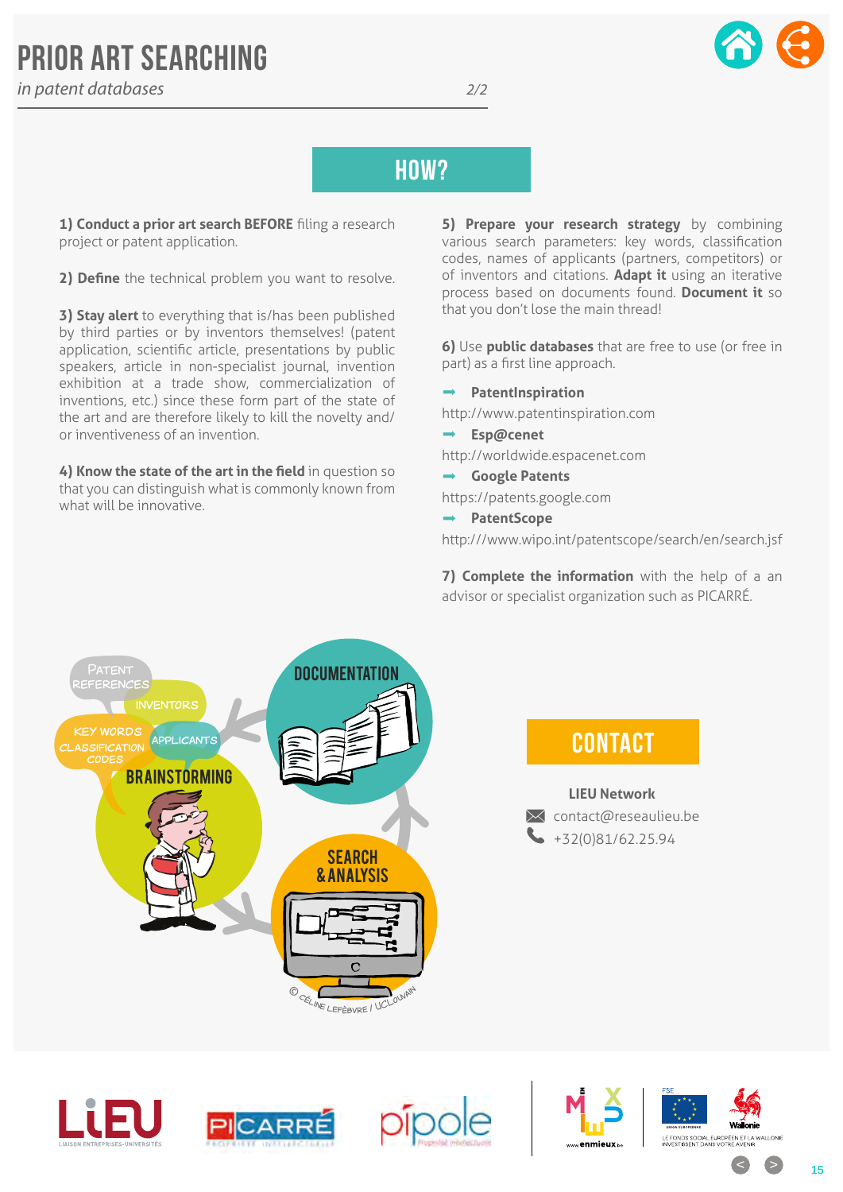# PRIOR ART SEARCHING

*in patent databases*

## HOW?

**1) Conduct a prior art search BEFORE** filing a research project or patent application.

**2) Define** the technical problem you want to resolve.

**3) Stay alert** to everything that is/has been published by third parties or by inventors themselves! (patent application, scientific article, presentations by public speakers, article in non-specialist journal, invention exhibition at a trade show, commercialization of inventions, etc.) since these form part of the state of the art and are therefore likely to kill the novelty and/or inventiveness of an invention.

**4) Know the state of the art in the field** in question so that you can distinguish what is commonly known from what will be innovative.

**5) Prepare your research strategy** by combining various search parameters: key words, classification codes, names of applicants (partners, competitors) or of inventors and citations. **Adapt it** using an iterative process based on documents found. **Document it** so that you don't lose the main thread!

**6)** Use **public databases** that are free to use (or free in part) as a first line approach.

➡ **PatentInspiration**

http://www.patentinspiration.com

➡ **Esp@cenet**

http://worldwide.espacenet.com

➡ **Google Patents**

https://patents.google.com

➡ **PatentScope**

http:///www.wipo.int/patentscope/search/en/search.jsf

**7) Complete the information** with the help of a an advisor or specialist organization such as PICARRÉ.

PATENT REFERENCES
INVENTORS
KEY WORDS
CLASSIFICATION CODES
APPLICANTS
BRAINSTORMING
DOCUMENTATION
SEARCH & ANALYSIS
© CÉLINE LEFÈBVRE / UCLOUVAIN

## CONTACT

**LIEU Network**

contact@reseaulieu.be

+32(0)81/62.25.94